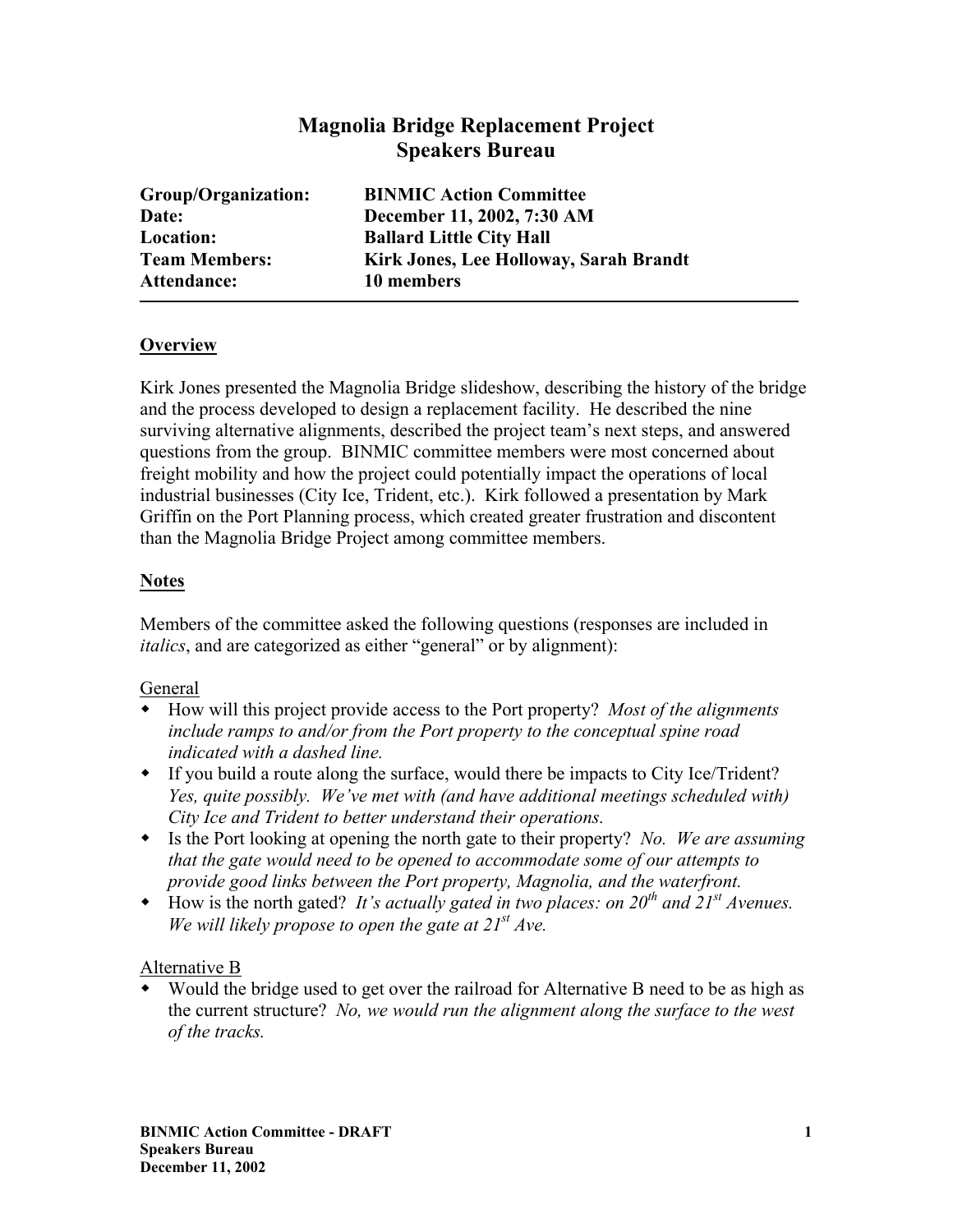# Magnolia Bridge Replacement Project
# Speakers Bureau

**Group/Organization:** **BINMIC Action Committee**
**Date:** **December 11, 2002, 7:30 AM**
**Location:** **Ballard Little City Hall**
**Team Members:** **Kirk Jones, Lee Holloway, Sarah Brandt**
**Attendance:** **10 members**

---

## Overview

Kirk Jones presented the Magnolia Bridge slideshow, describing the history of the bridge and the process developed to design a replacement facility. He described the nine surviving alternative alignments, described the project team's next steps, and answered questions from the group. BINMIC committee members were most concerned about freight mobility and how the project could potentially impact the operations of local industrial businesses (City Ice, Trident, etc.). Kirk followed a presentation by Mark Griffin on the Port Planning process, which created greater frustration and discontent than the Magnolia Bridge Project among committee members.

## Notes

Members of the committee asked the following questions (responses are included in *italics*, and are categorized as either "general" or by alignment):

General

- How will this project provide access to the Port property? *Most of the alignments include ramps to and/or from the Port property to the conceptual spine road indicated with a dashed line.*
- If you build a route along the surface, would there be impacts to City Ice/Trident? *Yes, quite possibly. We've met with (and have additional meetings scheduled with) City Ice and Trident to better understand their operations.*
- Is the Port looking at opening the north gate to their property? *No. We are assuming that the gate would need to be opened to accommodate some of our attempts to provide good links between the Port property, Magnolia, and the waterfront.*
- How is the north gated? *It's actually gated in two places: on 20th and 21st Avenues. We will likely propose to open the gate at 21st Ave.*

Alternative B

- Would the bridge used to get over the railroad for Alternative B need to be as high as the current structure? *No, we would run the alignment along the surface to the west of the tracks.*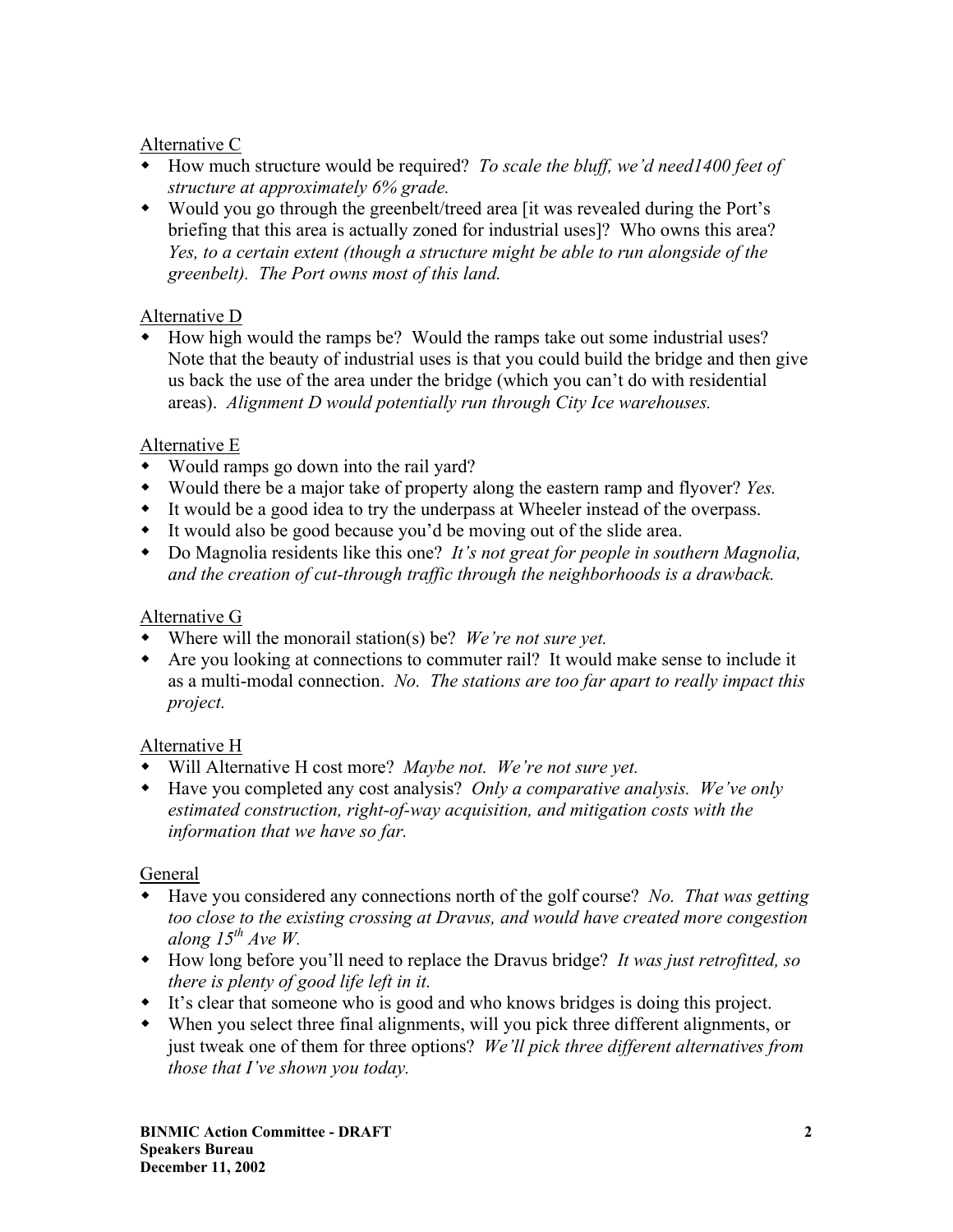Alternative C

- How much structure would be required? *To scale the bluff, we'd need1400 feet of structure at approximately 6% grade.*
- Would you go through the greenbelt/treed area [it was revealed during the Port's briefing that this area is actually zoned for industrial uses]? Who owns this area? *Yes, to a certain extent (though a structure might be able to run alongside of the greenbelt). The Port owns most of this land.*

Alternative D

- How high would the ramps be? Would the ramps take out some industrial uses? Note that the beauty of industrial uses is that you could build the bridge and then give us back the use of the area under the bridge (which you can't do with residential areas). *Alignment D would potentially run through City Ice warehouses.*

Alternative E

- Would ramps go down into the rail yard?
- Would there be a major take of property along the eastern ramp and flyover? *Yes.*
- It would be a good idea to try the underpass at Wheeler instead of the overpass.
- It would also be good because you'd be moving out of the slide area.
- Do Magnolia residents like this one? *It's not great for people in southern Magnolia, and the creation of cut-through traffic through the neighborhoods is a drawback.*

Alternative G

- Where will the monorail station(s) be? *We're not sure yet.*
- Are you looking at connections to commuter rail? It would make sense to include it as a multi-modal connection. *No. The stations are too far apart to really impact this project.*

Alternative H

- Will Alternative H cost more? *Maybe not. We're not sure yet.*
- Have you completed any cost analysis? *Only a comparative analysis. We've only estimated construction, right-of-way acquisition, and mitigation costs with the information that we have so far.*

General

- Have you considered any connections north of the golf course? *No. That was getting too close to the existing crossing at Dravus, and would have created more congestion along 15th Ave W.*
- How long before you'll need to replace the Dravus bridge? *It was just retrofitted, so there is plenty of good life left in it.*
- It's clear that someone who is good and who knows bridges is doing this project.
- When you select three final alignments, will you pick three different alignments, or just tweak one of them for three options? *We'll pick three different alternatives from those that I've shown you today.*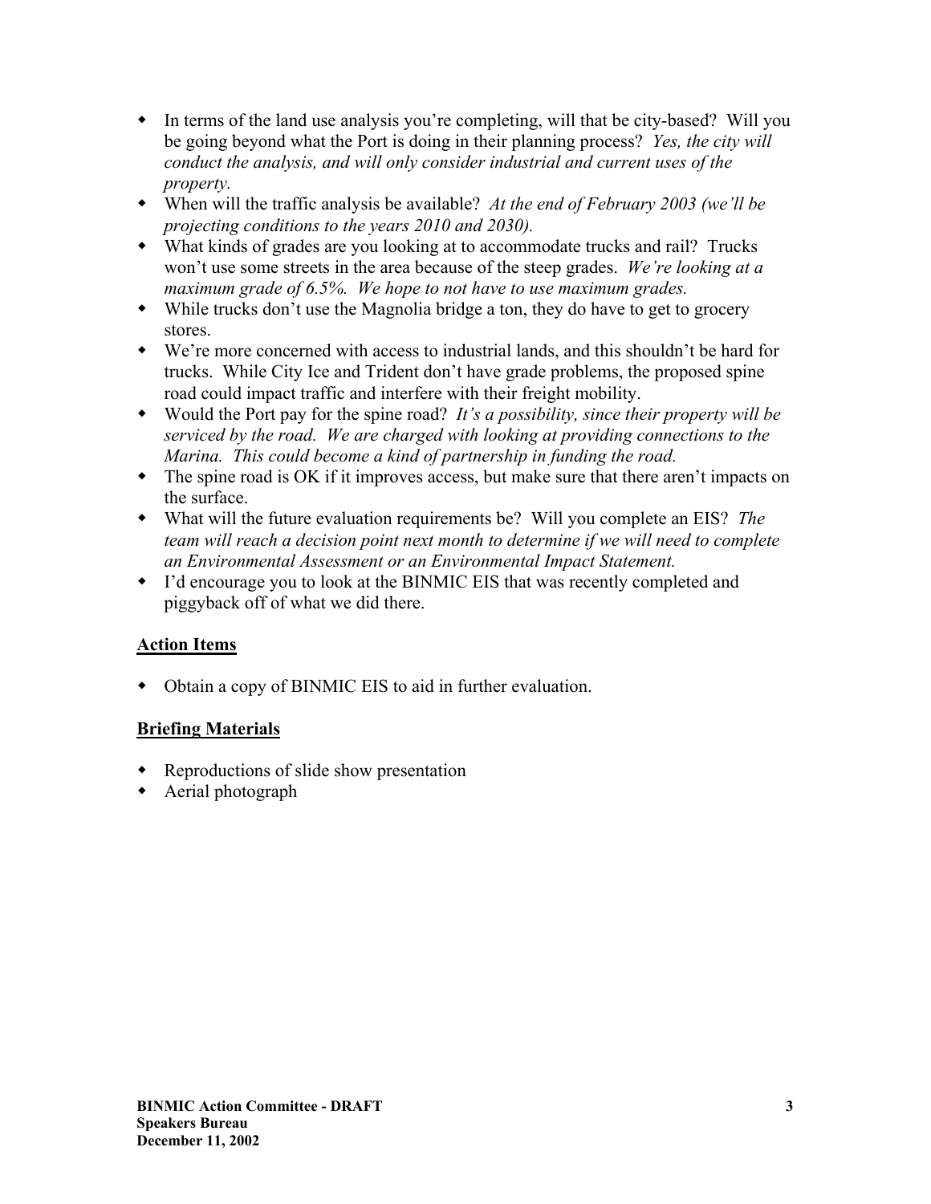- In terms of the land use analysis you're completing, will that be city-based? Will you be going beyond what the Port is doing in their planning process? *Yes, the city will conduct the analysis, and will only consider industrial and current uses of the property.*
- When will the traffic analysis be available? *At the end of February 2003 (we'll be projecting conditions to the years 2010 and 2030).*
- What kinds of grades are you looking at to accommodate trucks and rail? Trucks won't use some streets in the area because of the steep grades. *We're looking at a maximum grade of 6.5%. We hope to not have to use maximum grades.*
- While trucks don't use the Magnolia bridge a ton, they do have to get to grocery stores.
- We're more concerned with access to industrial lands, and this shouldn't be hard for trucks. While City Ice and Trident don't have grade problems, the proposed spine road could impact traffic and interfere with their freight mobility.
- Would the Port pay for the spine road? *It's a possibility, since their property will be serviced by the road. We are charged with looking at providing connections to the Marina. This could become a kind of partnership in funding the road.*
- The spine road is OK if it improves access, but make sure that there aren't impacts on the surface.
- What will the future evaluation requirements be? Will you complete an EIS? *The team will reach a decision point next month to determine if we will need to complete an Environmental Assessment or an Environmental Impact Statement.*
- I'd encourage you to look at the BINMIC EIS that was recently completed and piggyback off of what we did there.

## Action Items

- Obtain a copy of BINMIC EIS to aid in further evaluation.

## Briefing Materials

- Reproductions of slide show presentation
- Aerial photograph